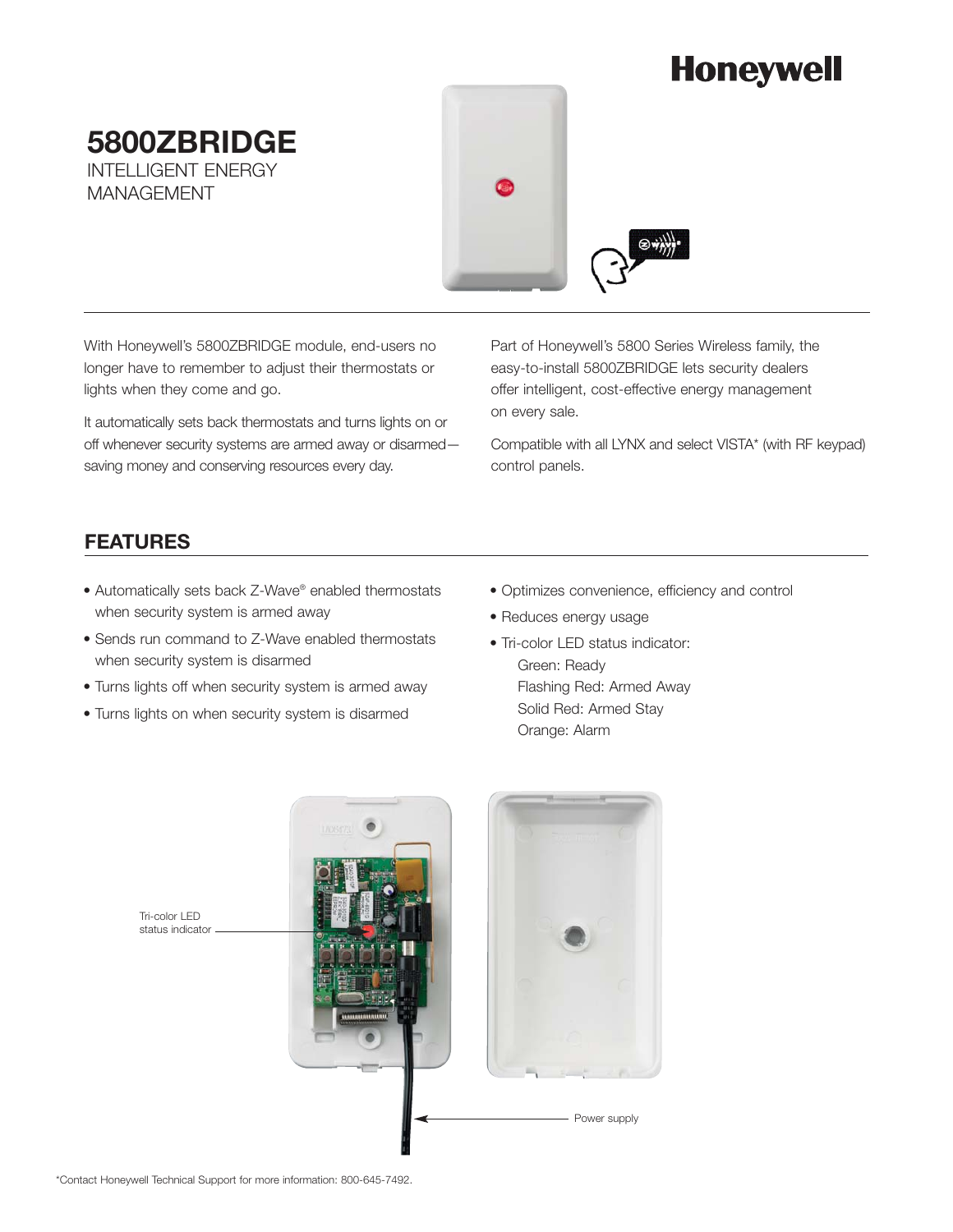Honeywell

# 5800ZBRIDGE

INTELLIGENT ENERGY MANAGEMENT

With Honeywell's 5800ZBRIDGE module, end-users no longer have to remember to adjust their thermostats or lights when they come and go.

It automatically sets back thermostats and turns lights on or off whenever security systems are armed away or disarmed—saving money and conserving resources every day.

Part of Honeywell's 5800 Series Wireless family, the easy-to-install 5800ZBRIDGE lets security dealers offer intelligent, cost-effective energy management on every sale.

Compatible with all LYNX and select VISTA* (with RF keypad) control panels.

## FEATURES

- Automatically sets back Z-Wave® enabled thermostats when security system is armed away
- Sends run command to Z-Wave enabled thermostats when security system is disarmed
- Turns lights off when security system is armed away
- Turns lights on when security system is disarmed
- Optimizes convenience, efficiency and control
- Reduces energy usage
- Tri-color LED status indicator:
  - Green: Ready
  - Flashing Red: Armed Away
  - Solid Red: Armed Stay
  - Orange: Alarm

Tri-color LED status indicator

Power supply

*Contact Honeywell Technical Support for more information: 800-645-7492.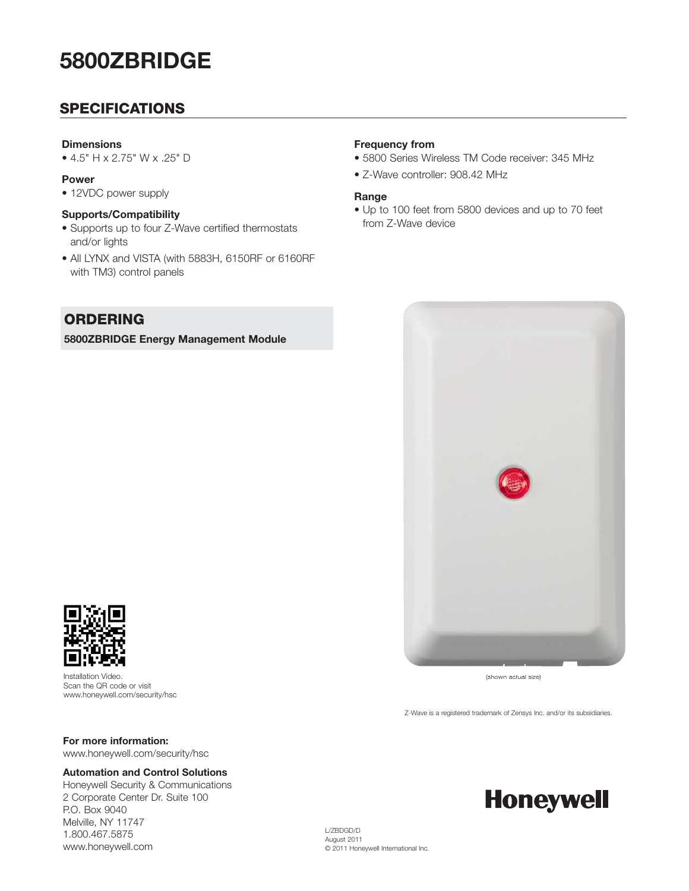# 5800ZBRIDGE

## SPECIFICATIONS

**Dimensions**
- 4.5" H x 2.75" W x .25" D

**Power**
- 12VDC power supply

**Supports/Compatibility**
- Supports up to four Z-Wave certified thermostats and/or lights
- All LYNX and VISTA (with 5883H, 6150RF or 6160RF with TM3) control panels

**Frequency from**
- 5800 Series Wireless TM Code receiver: 345 MHz
- Z-Wave controller: 908.42 MHz

**Range**
- Up to 100 feet from 5800 devices and up to 70 feet from Z-Wave device

## ORDERING

**5800ZBRIDGE Energy Management Module**

(shown actual size)

Installation Video.
Scan the QR code or visit
www.honeywell.com/security/hsc

Z-Wave is a registered trademark of Zensys Inc. and/or its subsidiaries.

**For more information:**
www.honeywell.com/security/hsc

**Automation and Control Solutions**
Honeywell Security & Communications
2 Corporate Center Dr. Suite 100
P.O. Box 9040
Melville, NY 11747
1.800.467.5875
www.honeywell.com

L/ZBDGD/D
August 2011
© 2011 Honeywell International Inc.

Honeywell